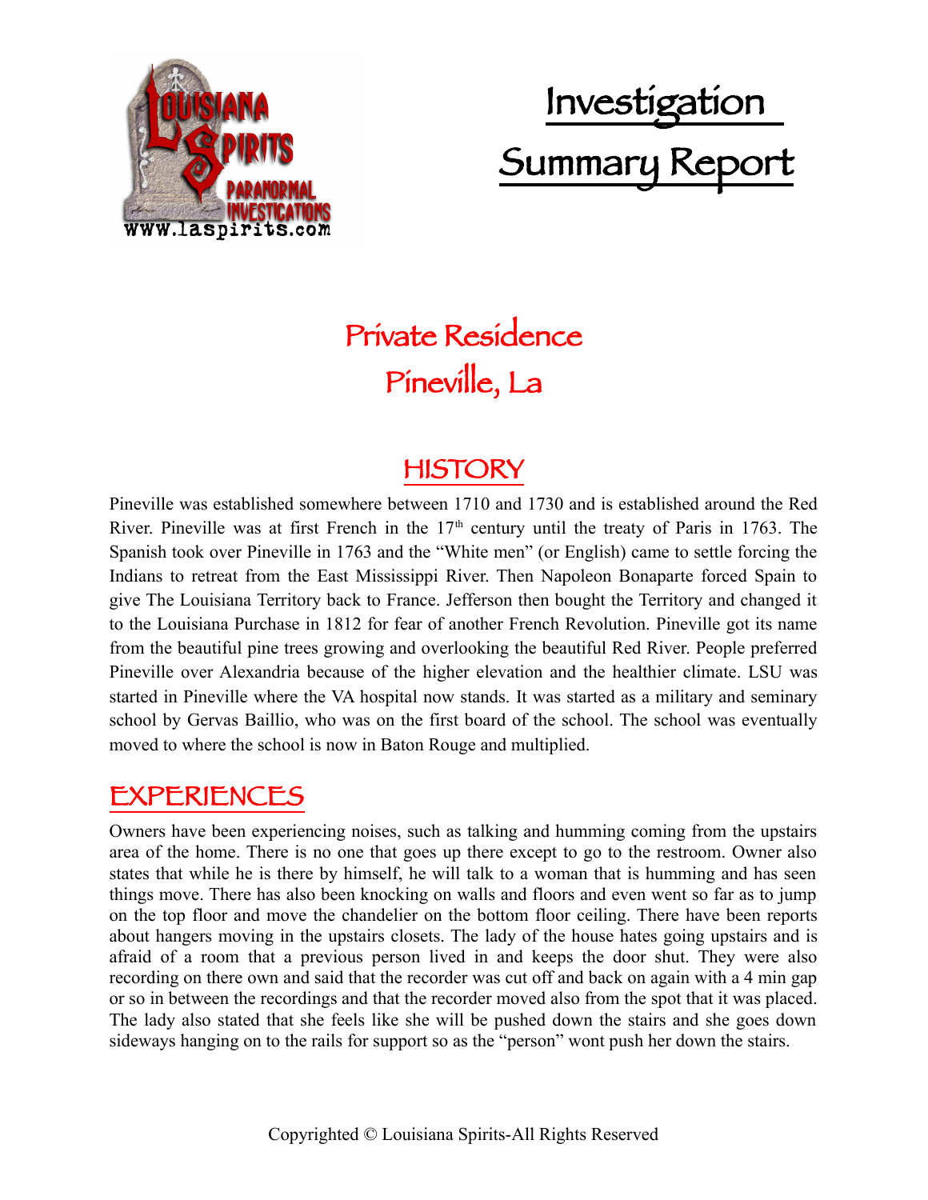# Investigation Summary Report

## Private Residence
## Pineville, La

## HISTORY

Pineville was established somewhere between 1710 and 1730 and is established around the Red River. Pineville was at first French in the 17th century until the treaty of Paris in 1763. The Spanish took over Pineville in 1763 and the "White men" (or English) came to settle forcing the Indians to retreat from the East Mississippi River. Then Napoleon Bonaparte forced Spain to give The Louisiana Territory back to France. Jefferson then bought the Territory and changed it to the Louisiana Purchase in 1812 for fear of another French Revolution. Pineville got its name from the beautiful pine trees growing and overlooking the beautiful Red River. People preferred Pineville over Alexandria because of the higher elevation and the healthier climate. LSU was started in Pineville where the VA hospital now stands. It was started as a military and seminary school by Gervas Baillio, who was on the first board of the school. The school was eventually moved to where the school is now in Baton Rouge and multiplied.

## EXPERIENCES

Owners have been experiencing noises, such as talking and humming coming from the upstairs area of the home. There is no one that goes up there except to go to the restroom. Owner also states that while he is there by himself, he will talk to a woman that is humming and has seen things move. There has also been knocking on walls and floors and even went so far as to jump on the top floor and move the chandelier on the bottom floor ceiling. There have been reports about hangers moving in the upstairs closets. The lady of the house hates going upstairs and is afraid of a room that a previous person lived in and keeps the door shut. They were also recording on there own and said that the recorder was cut off and back on again with a 4 min gap or so in between the recordings and that the recorder moved also from the spot that it was placed. The lady also stated that she feels like she will be pushed down the stairs and she goes down sideways hanging on to the rails for support so as the "person" wont push her down the stairs.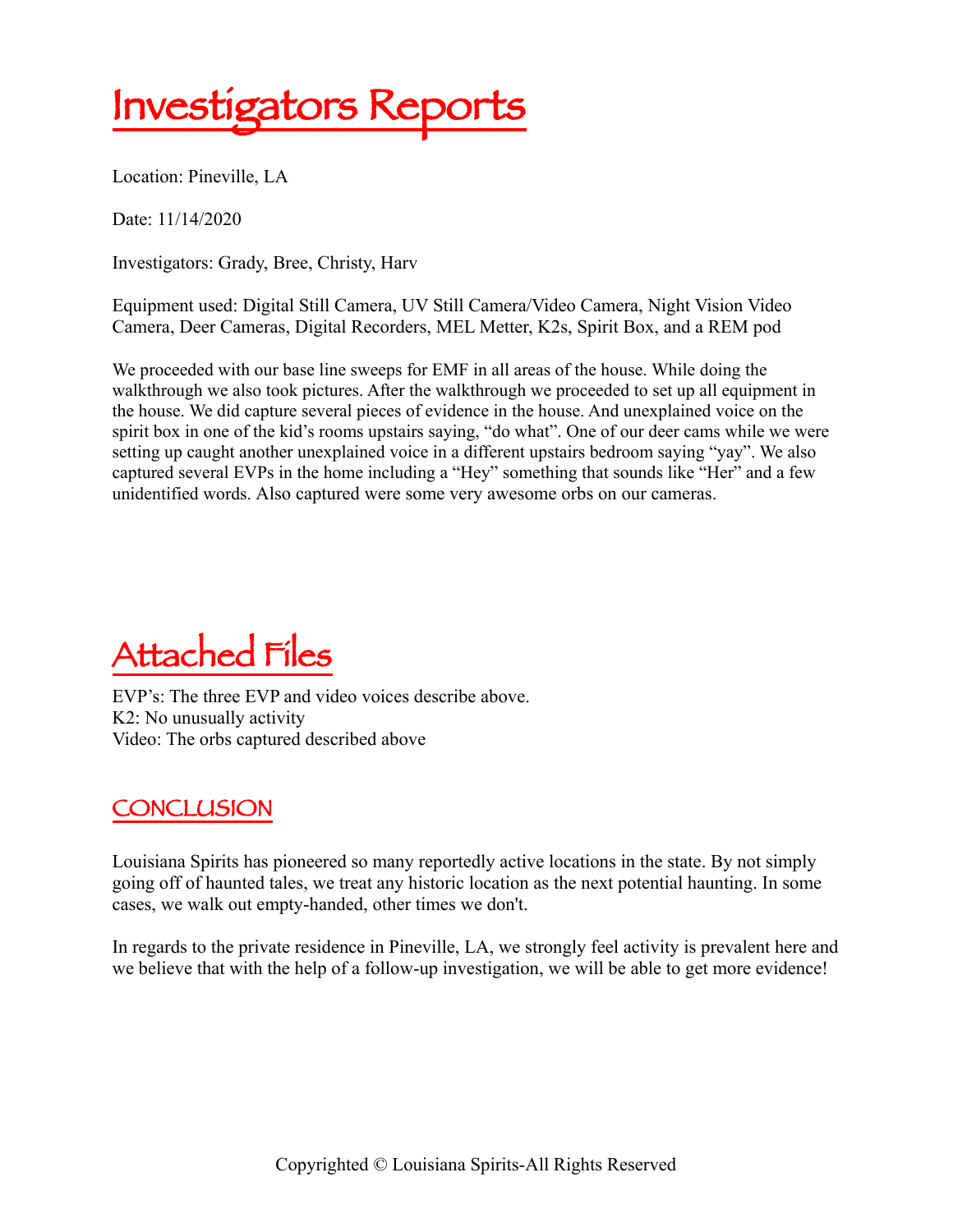# Investigators Reports

Location: Pineville, LA

Date: 11/14/2020

Investigators: Grady, Bree, Christy, Harv

Equipment used: Digital Still Camera, UV Still Camera/Video Camera, Night Vision Video Camera, Deer Cameras, Digital Recorders, MEL Metter, K2s, Spirit Box, and a REM pod

We proceeded with our base line sweeps for EMF in all areas of the house. While doing the walkthrough we also took pictures. After the walkthrough we proceeded to set up all equipment in the house. We did capture several pieces of evidence in the house. And unexplained voice on the spirit box in one of the kid's rooms upstairs saying, "do what". One of our deer cams while we were setting up caught another unexplained voice in a different upstairs bedroom saying "yay". We also captured several EVPs in the home including a "Hey" something that sounds like "Her" and a few unidentified words. Also captured were some very awesome orbs on our cameras.

# Attached Files

EVP's: The three EVP and video voices describe above.
K2: No unusually activity
Video: The orbs captured described above

## CONCLUSION

Louisiana Spirits has pioneered so many reportedly active locations in the state. By not simply going off of haunted tales, we treat any historic location as the next potential haunting. In some cases, we walk out empty-handed, other times we don't.

In regards to the private residence in Pineville, LA, we strongly feel activity is prevalent here and we believe that with the help of a follow-up investigation, we will be able to get more evidence!

Copyrighted © Louisiana Spirits-All Rights Reserved